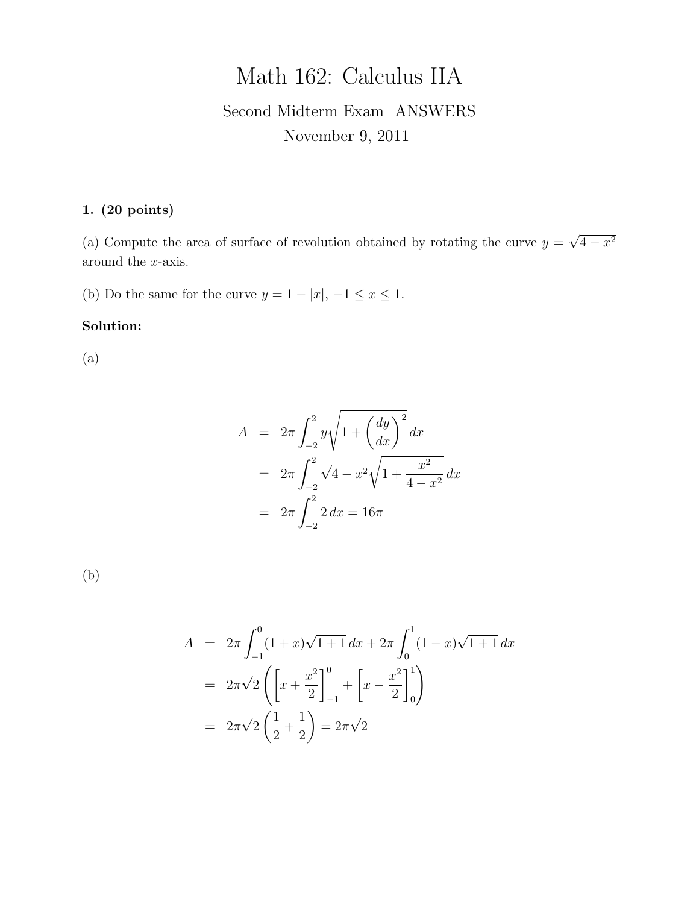# Math 162: Calculus IIA

Second Midterm Exam ANSWERS

November 9, 2011

**1. (20 points)**

(a) Compute the area of surface of revolution obtained by rotating the curve $y = \sqrt{4 - x^2}$ around the $x$-axis.

(b) Do the same for the curve $y = 1 - |x|$, $-1 \leq x \leq 1$.

**Solution:**

(a)

$$
\begin{aligned}
A &= 2\pi \int_{-2}^{2} y \sqrt{1 + \left(\frac{dy}{dx}\right)^2}\, dx \\
&= 2\pi \int_{-2}^{2} \sqrt{4 - x^2} \sqrt{1 + \frac{x^2}{4 - x^2}}\, dx \\
&= 2\pi \int_{-2}^{2} 2\, dx = 16\pi
\end{aligned}
$$

(b)

$$
\begin{aligned}
A &= 2\pi \int_{-1}^{0} (1 + x)\sqrt{1 + 1}\, dx + 2\pi \int_{0}^{1} (1 - x)\sqrt{1 + 1}\, dx \\
&= 2\pi\sqrt{2} \left( \left[ x + \frac{x^2}{2} \right]_{-1}^{0} + \left[ x - \frac{x^2}{2} \right]_{0}^{1} \right) \\
&= 2\pi\sqrt{2} \left( \frac{1}{2} + \frac{1}{2} \right) = 2\pi\sqrt{2}
\end{aligned}
$$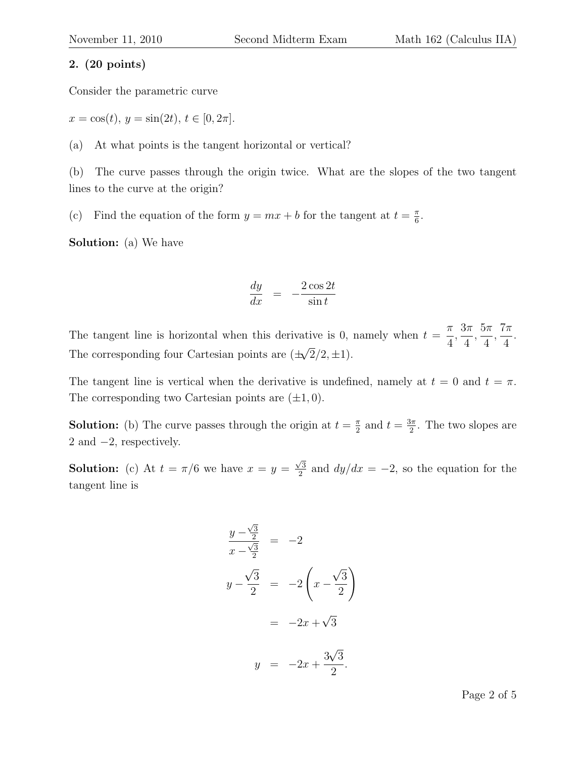**2. (20 points)**

Consider the parametric curve

$x = \cos(t)$, $y = \sin(2t)$, $t \in [0, 2\pi]$.

(a) At what points is the tangent horizontal or vertical?

(b) The curve passes through the origin twice. What are the slopes of the two tangent lines to the curve at the origin?

(c) Find the equation of the form $y = mx + b$ for the tangent at $t = \frac{\pi}{6}$.

**Solution:** (a) We have

$$\frac{dy}{dx} = -\frac{2\cos 2t}{\sin t}$$

The tangent line is horizontal when this derivative is 0, namely when $t = \frac{\pi}{4}, \frac{3\pi}{4}, \frac{5\pi}{4}, \frac{7\pi}{4}$. The corresponding four Cartesian points are $(\pm\sqrt{2}/2, \pm 1)$.

The tangent line is vertical when the derivative is undefined, namely at $t = 0$ and $t = \pi$. The corresponding two Cartesian points are $(\pm 1, 0)$.

**Solution:** (b) The curve passes through the origin at $t = \frac{\pi}{2}$ and $t = \frac{3\pi}{2}$. The two slopes are 2 and $-2$, respectively.

**Solution:** (c) At $t = \pi/6$ we have $x = y = \frac{\sqrt{3}}{2}$ and $dy/dx = -2$, so the equation for the tangent line is

$$\begin{aligned}
\frac{y - \frac{\sqrt{3}}{2}}{x - \frac{\sqrt{3}}{2}} &= -2 \\
y - \frac{\sqrt{3}}{2} &= -2\left(x - \frac{\sqrt{3}}{2}\right) \\
&= -2x + \sqrt{3} \\
y &= -2x + \frac{3\sqrt{3}}{2}.
\end{aligned}$$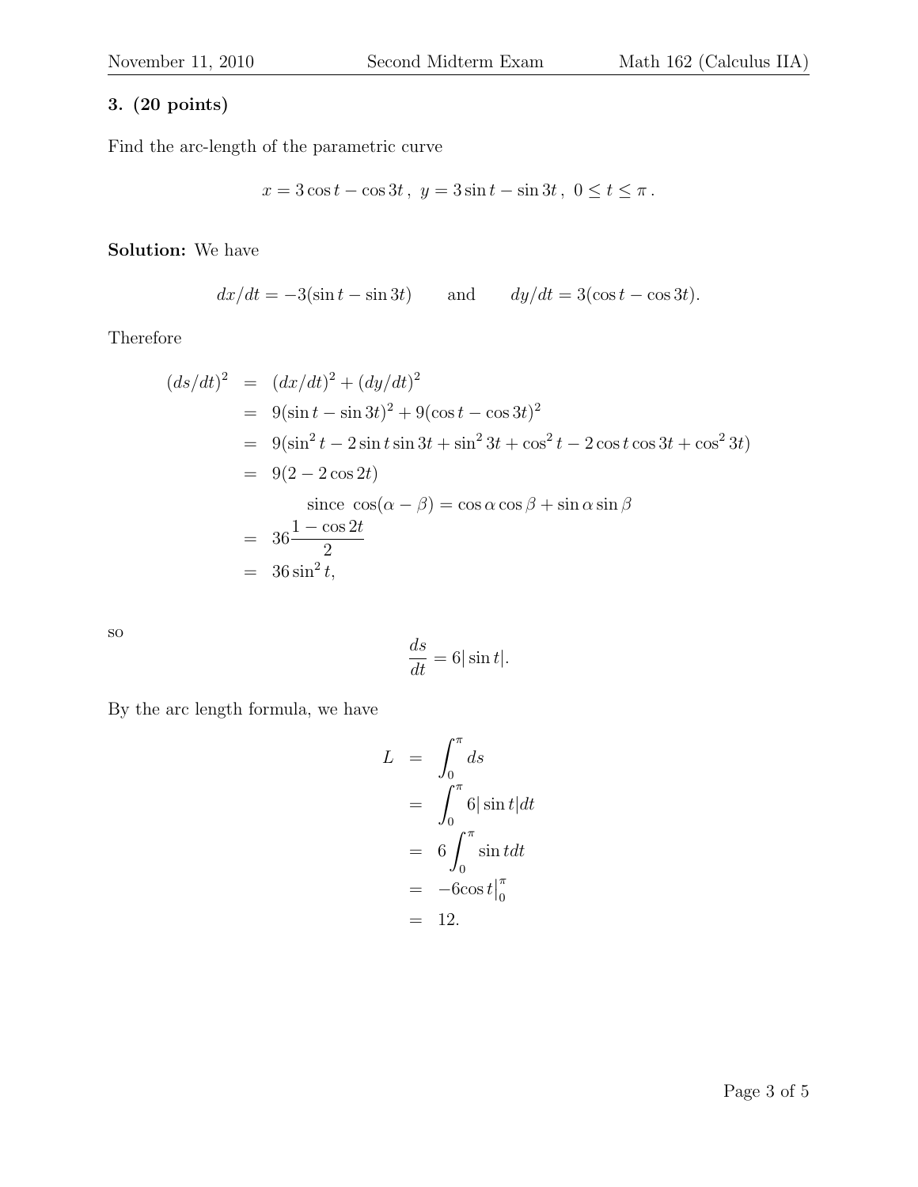**3. (20 points)**

Find the arc-length of the parametric curve

$$x = 3\cos t - \cos 3t\,,\ \ y = 3\sin t - \sin 3t\,,\ \ 0 \le t \le \pi\,.$$

**Solution:** We have

$$dx/dt = -3(\sin t - \sin 3t) \qquad \text{and} \qquad dy/dt = 3(\cos t - \cos 3t).$$

Therefore

$$\begin{aligned}
(ds/dt)^2 &= (dx/dt)^2 + (dy/dt)^2 \\
&= 9(\sin t - \sin 3t)^2 + 9(\cos t - \cos 3t)^2 \\
&= 9(\sin^2 t - 2\sin t \sin 3t + \sin^2 3t + \cos^2 t - 2\cos t \cos 3t + \cos^2 3t) \\
&= 9(2 - 2\cos 2t) \\
&\qquad \text{since } \cos(\alpha - \beta) = \cos\alpha\cos\beta + \sin\alpha\sin\beta \\
&= 36\frac{1 - \cos 2t}{2} \\
&= 36\sin^2 t,
\end{aligned}$$

so

$$\frac{ds}{dt} = 6|\sin t|.$$

By the arc length formula, we have

$$\begin{aligned}
L &= \int_0^\pi ds \\
&= \int_0^\pi 6|\sin t|dt \\
&= 6\int_0^\pi \sin t dt \\
&= -6\cos t\Big|_0^\pi \\
&= 12.
\end{aligned}$$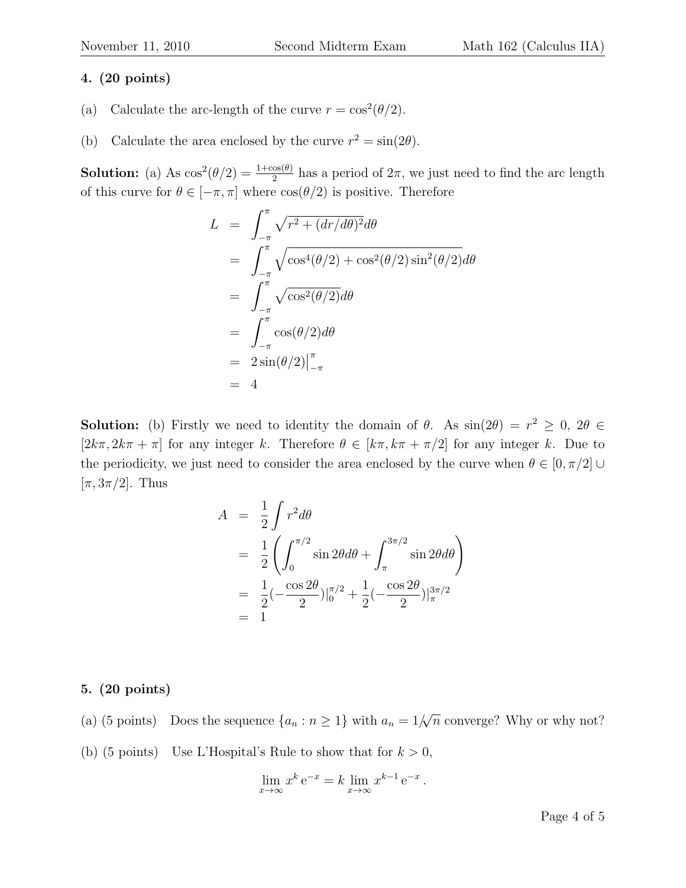**4. (20 points)**

(a) Calculate the arc-length of the curve $r = \cos^2(\theta/2)$.

(b) Calculate the area enclosed by the curve $r^2 = \sin(2\theta)$.

**Solution:** (a) As $\cos^2(\theta/2) = \frac{1+\cos(\theta)}{2}$ has a period of $2\pi$, we just need to find the arc length of this curve for $\theta \in [-\pi, \pi]$ where $\cos(\theta/2)$ is positive. Therefore

$$
\begin{aligned}
L &= \int_{-\pi}^{\pi} \sqrt{r^2 + (dr/d\theta)^2} d\theta \\
&= \int_{-\pi}^{\pi} \sqrt{\cos^4(\theta/2) + \cos^2(\theta/2)\sin^2(\theta/2)} d\theta \\
&= \int_{-\pi}^{\pi} \sqrt{\cos^2(\theta/2)} d\theta \\
&= \int_{-\pi}^{\pi} \cos(\theta/2) d\theta \\
&= 2\sin(\theta/2)\big|_{-\pi}^{\pi} \\
&= 4
\end{aligned}
$$

**Solution:** (b) Firstly we need to identity the domain of $\theta$. As $\sin(2\theta) = r^2 \geq 0$, $2\theta \in [2k\pi, 2k\pi + \pi]$ for any integer $k$. Therefore $\theta \in [k\pi, k\pi + \pi/2]$ for any integer $k$. Due to the periodicity, we just need to consider the area enclosed by the curve when $\theta \in [0, \pi/2] \cup [\pi, 3\pi/2]$. Thus

$$
\begin{aligned}
A &= \frac{1}{2} \int r^2 d\theta \\
&= \frac{1}{2} \left( \int_0^{\pi/2} \sin 2\theta d\theta + \int_{\pi}^{3\pi/2} \sin 2\theta d\theta \right) \\
&= \frac{1}{2}(-\frac{\cos 2\theta}{2})|_0^{\pi/2} + \frac{1}{2}(-\frac{\cos 2\theta}{2})|_{\pi}^{3\pi/2} \\
&= 1
\end{aligned}
$$

**5. (20 points)**

(a) (5 points) Does the sequence $\{a_n : n \geq 1\}$ with $a_n = 1/\sqrt{n}$ converge? Why or why not?

(b) (5 points) Use L'Hospital's Rule to show that for $k > 0$,

$$
\lim_{x \to \infty} x^k \, \mathrm{e}^{-x} = k \lim_{x \to \infty} x^{k-1} \, \mathrm{e}^{-x} \, .
$$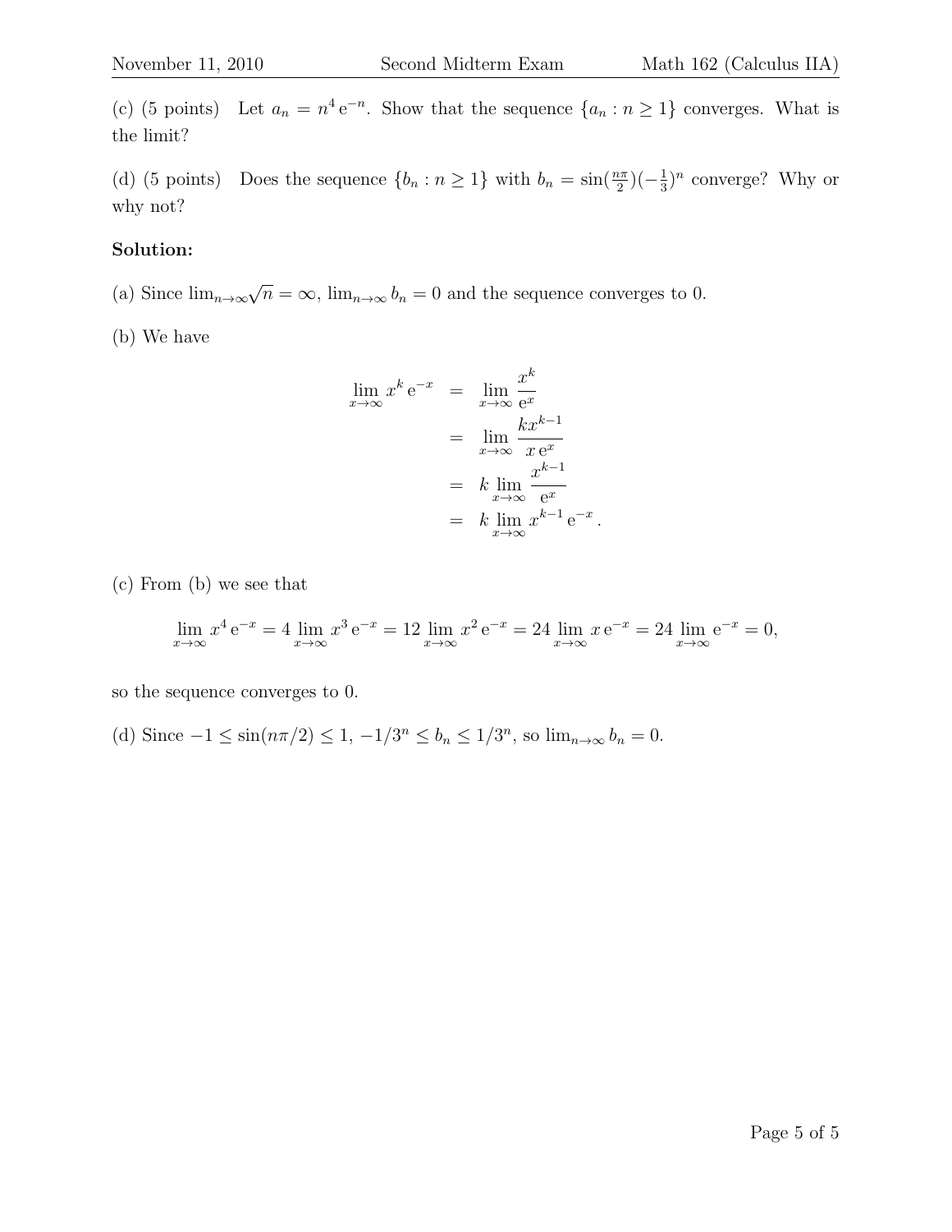(c) (5 points) Let $a_n = n^4 \, \mathrm{e}^{-n}$. Show that the sequence $\{a_n : n \geq 1\}$ converges. What is the limit?

(d) (5 points) Does the sequence $\{b_n : n \geq 1\}$ with $b_n = \sin(\frac{n\pi}{2})(-\frac{1}{3})^n$ converge? Why or why not?

**Solution:**

(a) Since $\lim_{n\to\infty}\sqrt{n} = \infty$, $\lim_{n\to\infty} b_n = 0$ and the sequence converges to 0.

(b) We have

$$
\begin{aligned}
\lim_{x\to\infty} x^k \, \mathrm{e}^{-x} &= \lim_{x\to\infty} \frac{x^k}{\mathrm{e}^x} \\
&= \lim_{x\to\infty} \frac{kx^{k-1}}{x \, \mathrm{e}^x} \\
&= k \lim_{x\to\infty} \frac{x^{k-1}}{\mathrm{e}^x} \\
&= k \lim_{x\to\infty} x^{k-1} \, \mathrm{e}^{-x} \, .
\end{aligned}
$$

(c) From (b) we see that

$$
\lim_{x\to\infty} x^4 \, \mathrm{e}^{-x} = 4 \lim_{x\to\infty} x^3 \, \mathrm{e}^{-x} = 12 \lim_{x\to\infty} x^2 \, \mathrm{e}^{-x} = 24 \lim_{x\to\infty} x \, \mathrm{e}^{-x} = 24 \lim_{x\to\infty} \mathrm{e}^{-x} = 0,
$$

so the sequence converges to 0.

(d) Since $-1 \leq \sin(n\pi/2) \leq 1$, $-1/3^n \leq b_n \leq 1/3^n$, so $\lim_{n\to\infty} b_n = 0$.